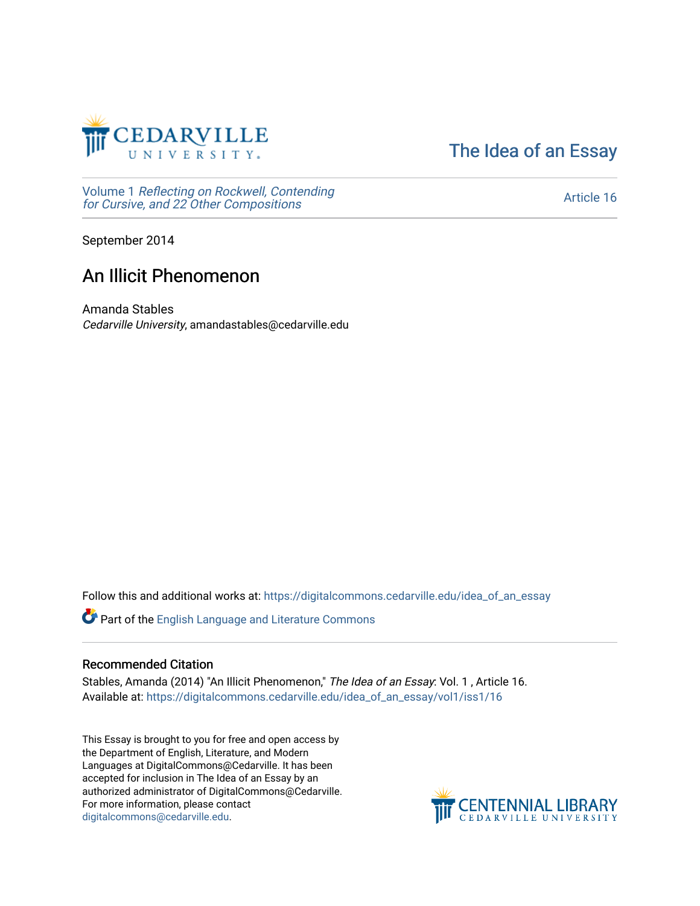# The Idea of an Essay

Volume 1 *Reflecting on Rockwell, Contending for Cursive, and 22 Other Compositions*

Article 16

September 2014

## An Illicit Phenomenon

Amanda Stables
*Cedarville University*, amandastables@cedarville.edu

Follow this and additional works at: https://digitalcommons.cedarville.edu/idea_of_an_essay

Part of the English Language and Literature Commons

### Recommended Citation

Stables, Amanda (2014) "An Illicit Phenomenon," *The Idea of an Essay*: Vol. 1 , Article 16.
Available at: https://digitalcommons.cedarville.edu/idea_of_an_essay/vol1/iss1/16

This Essay is brought to you for free and open access by the Department of English, Literature, and Modern Languages at DigitalCommons@Cedarville. It has been accepted for inclusion in The Idea of an Essay by an authorized administrator of DigitalCommons@Cedarville. For more information, please contact digitalcommons@cedarville.edu.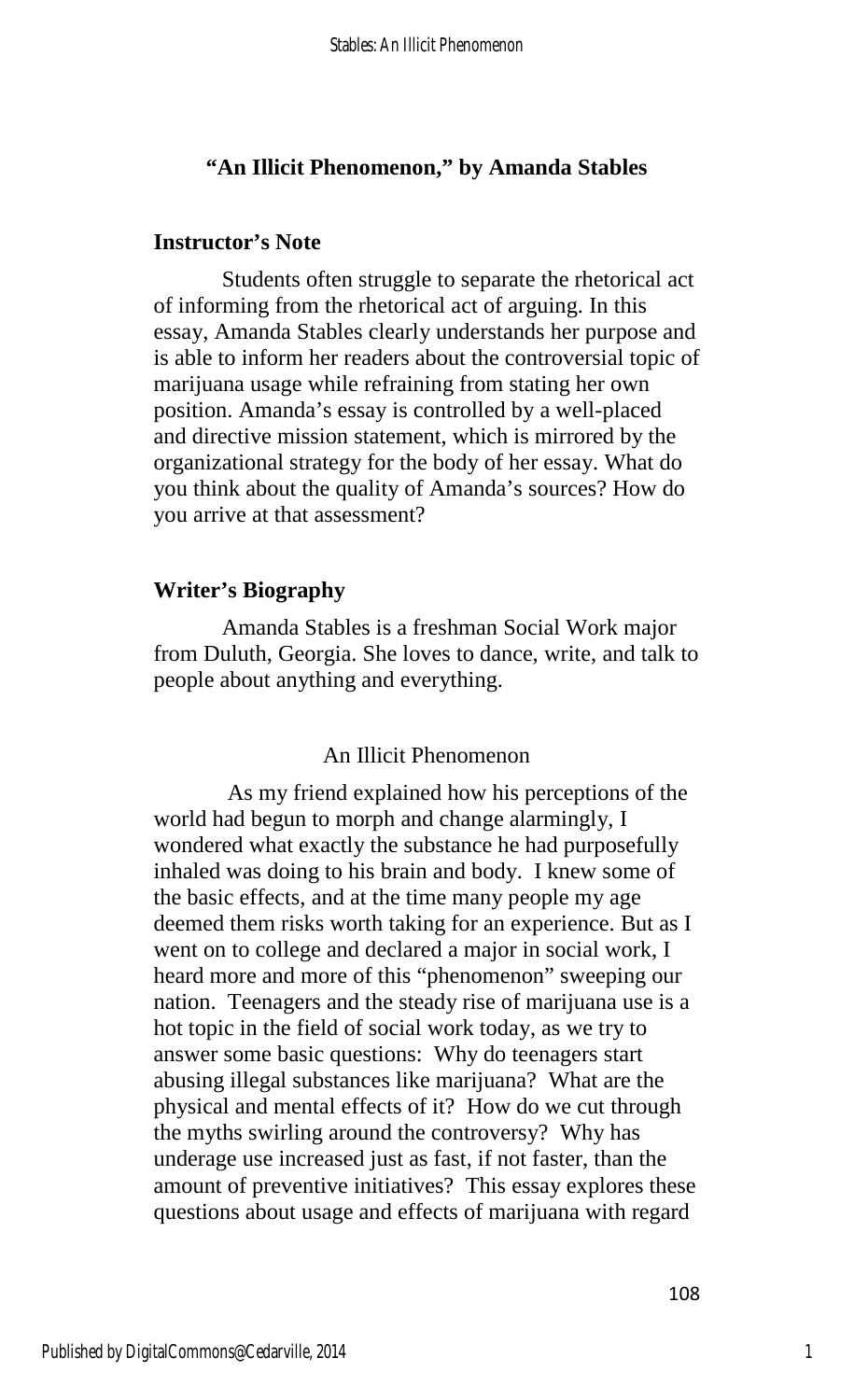## "An Illicit Phenomenon," by Amanda Stables

### Instructor's Note

Students often struggle to separate the rhetorical act of informing from the rhetorical act of arguing. In this essay, Amanda Stables clearly understands her purpose and is able to inform her readers about the controversial topic of marijuana usage while refraining from stating her own position. Amanda's essay is controlled by a well-placed and directive mission statement, which is mirrored by the organizational strategy for the body of her essay. What do you think about the quality of Amanda's sources? How do you arrive at that assessment?

### Writer's Biography

Amanda Stables is a freshman Social Work major from Duluth, Georgia. She loves to dance, write, and talk to people about anything and everything.

### An Illicit Phenomenon

As my friend explained how his perceptions of the world had begun to morph and change alarmingly, I wondered what exactly the substance he had purposefully inhaled was doing to his brain and body. I knew some of the basic effects, and at the time many people my age deemed them risks worth taking for an experience. But as I went on to college and declared a major in social work, I heard more and more of this "phenomenon" sweeping our nation. Teenagers and the steady rise of marijuana use is a hot topic in the field of social work today, as we try to answer some basic questions: Why do teenagers start abusing illegal substances like marijuana? What are the physical and mental effects of it? How do we cut through the myths swirling around the controversy? Why has underage use increased just as fast, if not faster, than the amount of preventive initiatives? This essay explores these questions about usage and effects of marijuana with regard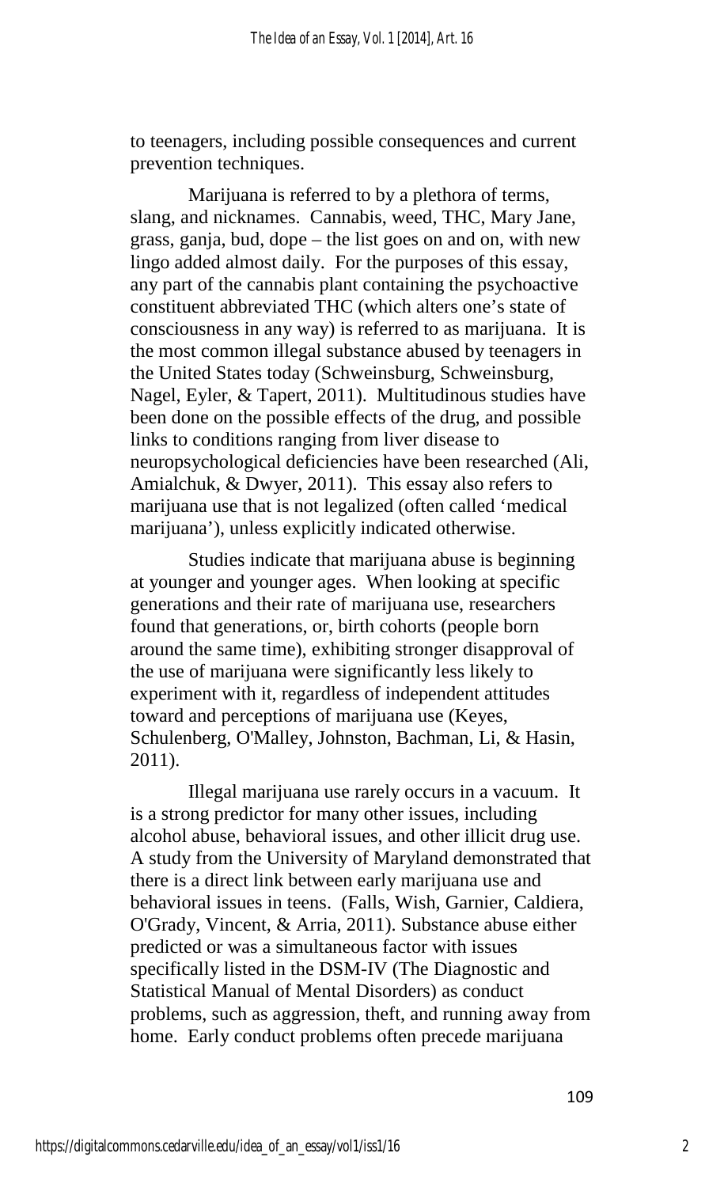to teenagers, including possible consequences and current prevention techniques.

Marijuana is referred to by a plethora of terms, slang, and nicknames. Cannabis, weed, THC, Mary Jane, grass, ganja, bud, dope – the list goes on and on, with new lingo added almost daily. For the purposes of this essay, any part of the cannabis plant containing the psychoactive constituent abbreviated THC (which alters one's state of consciousness in any way) is referred to as marijuana. It is the most common illegal substance abused by teenagers in the United States today (Schweinsburg, Schweinsburg, Nagel, Eyler, & Tapert, 2011). Multitudinous studies have been done on the possible effects of the drug, and possible links to conditions ranging from liver disease to neuropsychological deficiencies have been researched (Ali, Amialchuk, & Dwyer, 2011). This essay also refers to marijuana use that is not legalized (often called 'medical marijuana'), unless explicitly indicated otherwise.

Studies indicate that marijuana abuse is beginning at younger and younger ages. When looking at specific generations and their rate of marijuana use, researchers found that generations, or, birth cohorts (people born around the same time), exhibiting stronger disapproval of the use of marijuana were significantly less likely to experiment with it, regardless of independent attitudes toward and perceptions of marijuana use (Keyes, Schulenberg, O'Malley, Johnston, Bachman, Li, & Hasin, 2011).

Illegal marijuana use rarely occurs in a vacuum. It is a strong predictor for many other issues, including alcohol abuse, behavioral issues, and other illicit drug use. A study from the University of Maryland demonstrated that there is a direct link between early marijuana use and behavioral issues in teens. (Falls, Wish, Garnier, Caldiera, O'Grady, Vincent, & Arria, 2011). Substance abuse either predicted or was a simultaneous factor with issues specifically listed in the DSM-IV (The Diagnostic and Statistical Manual of Mental Disorders) as conduct problems, such as aggression, theft, and running away from home. Early conduct problems often precede marijuana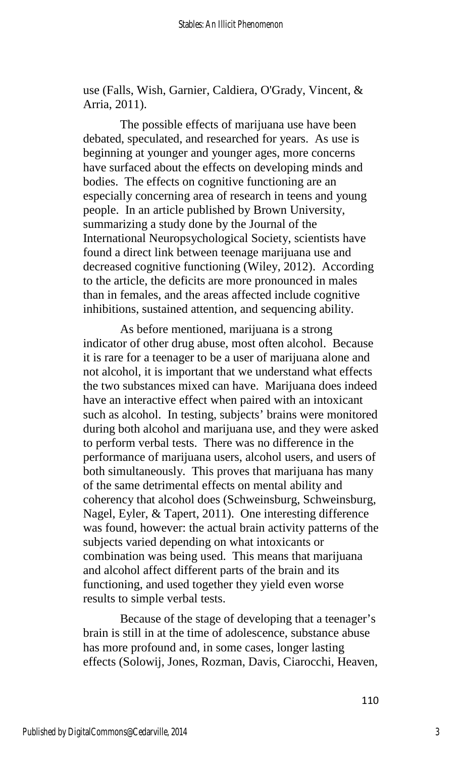use (Falls, Wish, Garnier, Caldiera, O'Grady, Vincent, & Arria, 2011).

The possible effects of marijuana use have been debated, speculated, and researched for years. As use is beginning at younger and younger ages, more concerns have surfaced about the effects on developing minds and bodies. The effects on cognitive functioning are an especially concerning area of research in teens and young people. In an article published by Brown University, summarizing a study done by the Journal of the International Neuropsychological Society, scientists have found a direct link between teenage marijuana use and decreased cognitive functioning (Wiley, 2012). According to the article, the deficits are more pronounced in males than in females, and the areas affected include cognitive inhibitions, sustained attention, and sequencing ability.

As before mentioned, marijuana is a strong indicator of other drug abuse, most often alcohol. Because it is rare for a teenager to be a user of marijuana alone and not alcohol, it is important that we understand what effects the two substances mixed can have. Marijuana does indeed have an interactive effect when paired with an intoxicant such as alcohol. In testing, subjects' brains were monitored during both alcohol and marijuana use, and they were asked to perform verbal tests. There was no difference in the performance of marijuana users, alcohol users, and users of both simultaneously. This proves that marijuana has many of the same detrimental effects on mental ability and coherency that alcohol does (Schweinsburg, Schweinsburg, Nagel, Eyler, & Tapert, 2011). One interesting difference was found, however: the actual brain activity patterns of the subjects varied depending on what intoxicants or combination was being used. This means that marijuana and alcohol affect different parts of the brain and its functioning, and used together they yield even worse results to simple verbal tests.

Because of the stage of developing that a teenager's brain is still in at the time of adolescence, substance abuse has more profound and, in some cases, longer lasting effects (Solowij, Jones, Rozman, Davis, Ciarocchi, Heaven,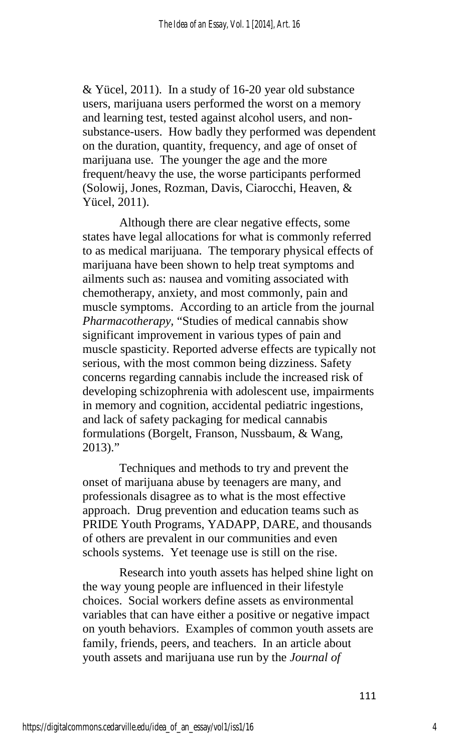& Yücel, 2011). In a study of 16-20 year old substance users, marijuana users performed the worst on a memory and learning test, tested against alcohol users, and non-substance-users. How badly they performed was dependent on the duration, quantity, frequency, and age of onset of marijuana use. The younger the age and the more frequent/heavy the use, the worse participants performed (Solowij, Jones, Rozman, Davis, Ciarocchi, Heaven, & Yücel, 2011).

Although there are clear negative effects, some states have legal allocations for what is commonly referred to as medical marijuana. The temporary physical effects of marijuana have been shown to help treat symptoms and ailments such as: nausea and vomiting associated with chemotherapy, anxiety, and most commonly, pain and muscle symptoms. According to an article from the journal *Pharmacotherapy,* "Studies of medical cannabis show significant improvement in various types of pain and muscle spasticity. Reported adverse effects are typically not serious, with the most common being dizziness. Safety concerns regarding cannabis include the increased risk of developing schizophrenia with adolescent use, impairments in memory and cognition, accidental pediatric ingestions, and lack of safety packaging for medical cannabis formulations (Borgelt, Franson, Nussbaum, & Wang, 2013)."

Techniques and methods to try and prevent the onset of marijuana abuse by teenagers are many, and professionals disagree as to what is the most effective approach. Drug prevention and education teams such as PRIDE Youth Programs, YADAPP, DARE, and thousands of others are prevalent in our communities and even schools systems. Yet teenage use is still on the rise.

Research into youth assets has helped shine light on the way young people are influenced in their lifestyle choices. Social workers define assets as environmental variables that can have either a positive or negative impact on youth behaviors. Examples of common youth assets are family, friends, peers, and teachers. In an article about youth assets and marijuana use run by the *Journal of*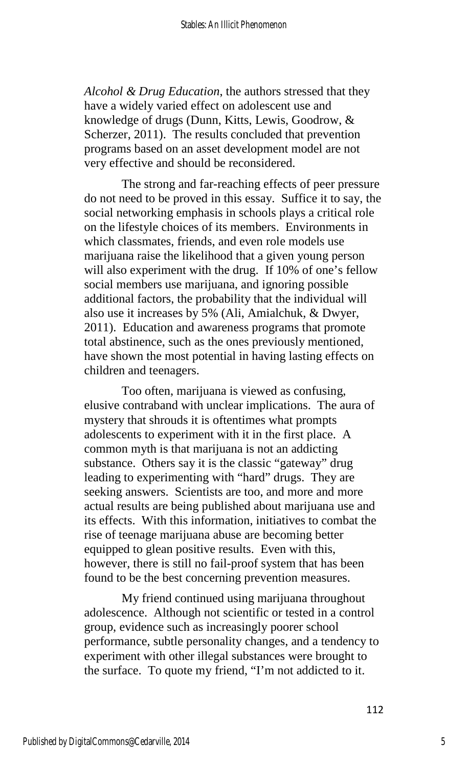*Alcohol & Drug Education*, the authors stressed that they have a widely varied effect on adolescent use and knowledge of drugs (Dunn, Kitts, Lewis, Goodrow, & Scherzer, 2011). The results concluded that prevention programs based on an asset development model are not very effective and should be reconsidered.

The strong and far-reaching effects of peer pressure do not need to be proved in this essay. Suffice it to say, the social networking emphasis in schools plays a critical role on the lifestyle choices of its members. Environments in which classmates, friends, and even role models use marijuana raise the likelihood that a given young person will also experiment with the drug. If 10% of one's fellow social members use marijuana, and ignoring possible additional factors, the probability that the individual will also use it increases by 5% (Ali, Amialchuk, & Dwyer, 2011). Education and awareness programs that promote total abstinence, such as the ones previously mentioned, have shown the most potential in having lasting effects on children and teenagers.

Too often, marijuana is viewed as confusing, elusive contraband with unclear implications. The aura of mystery that shrouds it is oftentimes what prompts adolescents to experiment with it in the first place. A common myth is that marijuana is not an addicting substance. Others say it is the classic "gateway" drug leading to experimenting with "hard" drugs. They are seeking answers. Scientists are too, and more and more actual results are being published about marijuana use and its effects. With this information, initiatives to combat the rise of teenage marijuana abuse are becoming better equipped to glean positive results. Even with this, however, there is still no fail-proof system that has been found to be the best concerning prevention measures.

My friend continued using marijuana throughout adolescence. Although not scientific or tested in a control group, evidence such as increasingly poorer school performance, subtle personality changes, and a tendency to experiment with other illegal substances were brought to the surface. To quote my friend, "I'm not addicted to it.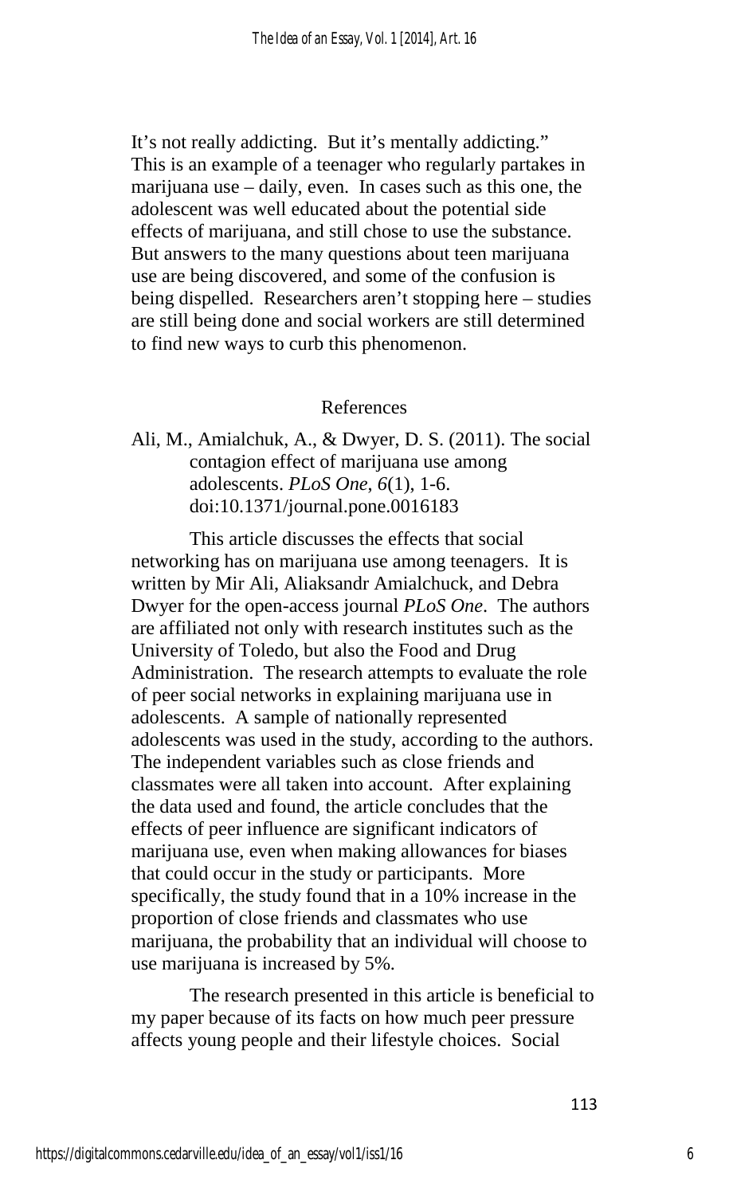It's not really addicting. But it's mentally addicting." This is an example of a teenager who regularly partakes in marijuana use – daily, even. In cases such as this one, the adolescent was well educated about the potential side effects of marijuana, and still chose to use the substance. But answers to the many questions about teen marijuana use are being discovered, and some of the confusion is being dispelled. Researchers aren't stopping here – studies are still being done and social workers are still determined to find new ways to curb this phenomenon.

## References

Ali, M., Amialchuk, A., & Dwyer, D. S. (2011). The social contagion effect of marijuana use among adolescents. *PLoS One*, *6*(1), 1-6. doi:10.1371/journal.pone.0016183

This article discusses the effects that social networking has on marijuana use among teenagers. It is written by Mir Ali, Aliaksandr Amialchuck, and Debra Dwyer for the open-access journal *PLoS One*. The authors are affiliated not only with research institutes such as the University of Toledo, but also the Food and Drug Administration. The research attempts to evaluate the role of peer social networks in explaining marijuana use in adolescents. A sample of nationally represented adolescents was used in the study, according to the authors. The independent variables such as close friends and classmates were all taken into account. After explaining the data used and found, the article concludes that the effects of peer influence are significant indicators of marijuana use, even when making allowances for biases that could occur in the study or participants. More specifically, the study found that in a 10% increase in the proportion of close friends and classmates who use marijuana, the probability that an individual will choose to use marijuana is increased by 5%.

The research presented in this article is beneficial to my paper because of its facts on how much peer pressure affects young people and their lifestyle choices. Social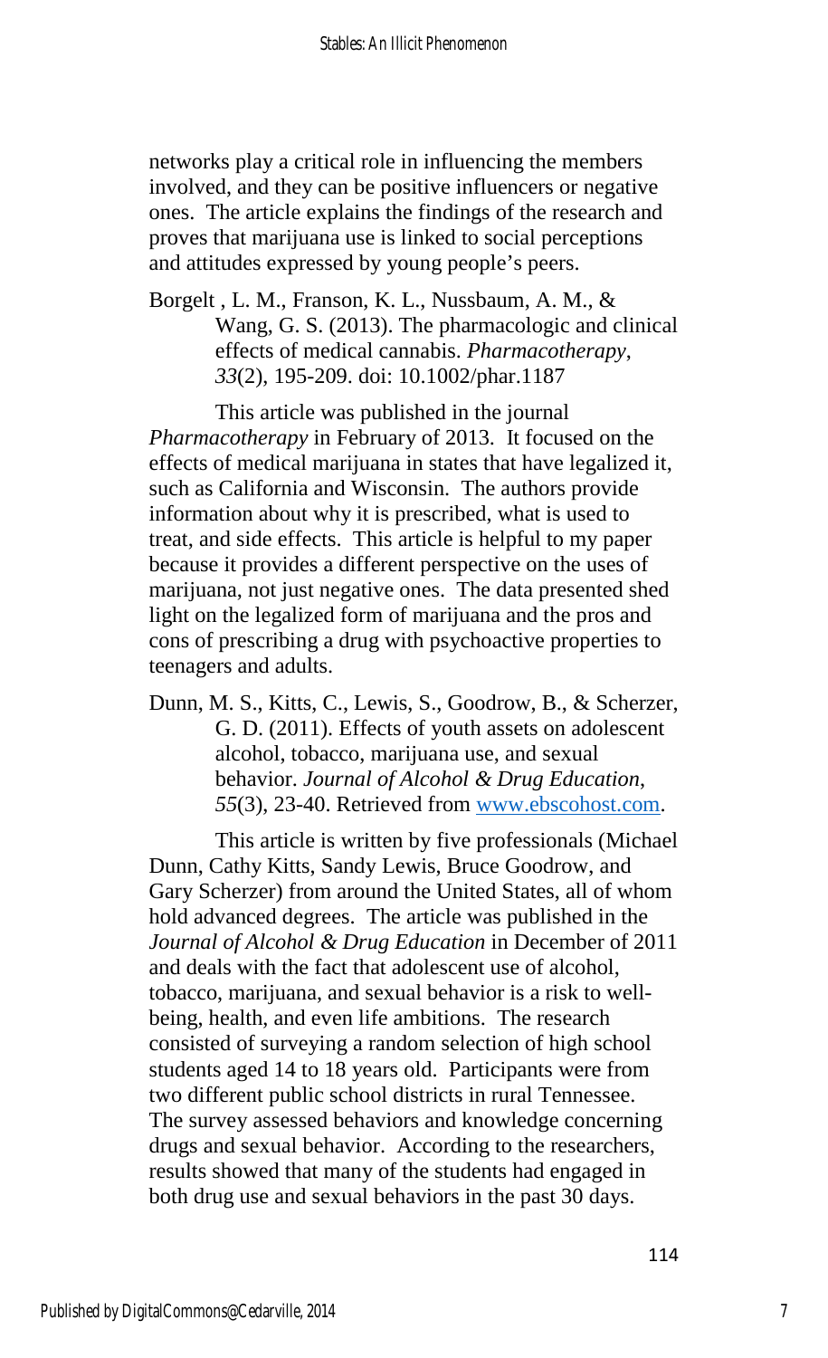networks play a critical role in influencing the members involved, and they can be positive influencers or negative ones. The article explains the findings of the research and proves that marijuana use is linked to social perceptions and attitudes expressed by young people's peers.

Borgelt , L. M., Franson, K. L., Nussbaum, A. M., & Wang, G. S. (2013). The pharmacologic and clinical effects of medical cannabis. *Pharmacotherapy*, *33*(2), 195-209. doi: 10.1002/phar.1187

This article was published in the journal *Pharmacotherapy* in February of 2013. It focused on the effects of medical marijuana in states that have legalized it, such as California and Wisconsin. The authors provide information about why it is prescribed, what is used to treat, and side effects. This article is helpful to my paper because it provides a different perspective on the uses of marijuana, not just negative ones. The data presented shed light on the legalized form of marijuana and the pros and cons of prescribing a drug with psychoactive properties to teenagers and adults.

Dunn, M. S., Kitts, C., Lewis, S., Goodrow, B., & Scherzer, G. D. (2011). Effects of youth assets on adolescent alcohol, tobacco, marijuana use, and sexual behavior. *Journal of Alcohol & Drug Education*, *55*(3), 23-40. Retrieved from www.ebscohost.com.

This article is written by five professionals (Michael Dunn, Cathy Kitts, Sandy Lewis, Bruce Goodrow, and Gary Scherzer) from around the United States, all of whom hold advanced degrees. The article was published in the *Journal of Alcohol & Drug Education* in December of 2011 and deals with the fact that adolescent use of alcohol, tobacco, marijuana, and sexual behavior is a risk to well-being, health, and even life ambitions. The research consisted of surveying a random selection of high school students aged 14 to 18 years old. Participants were from two different public school districts in rural Tennessee. The survey assessed behaviors and knowledge concerning drugs and sexual behavior. According to the researchers, results showed that many of the students had engaged in both drug use and sexual behaviors in the past 30 days.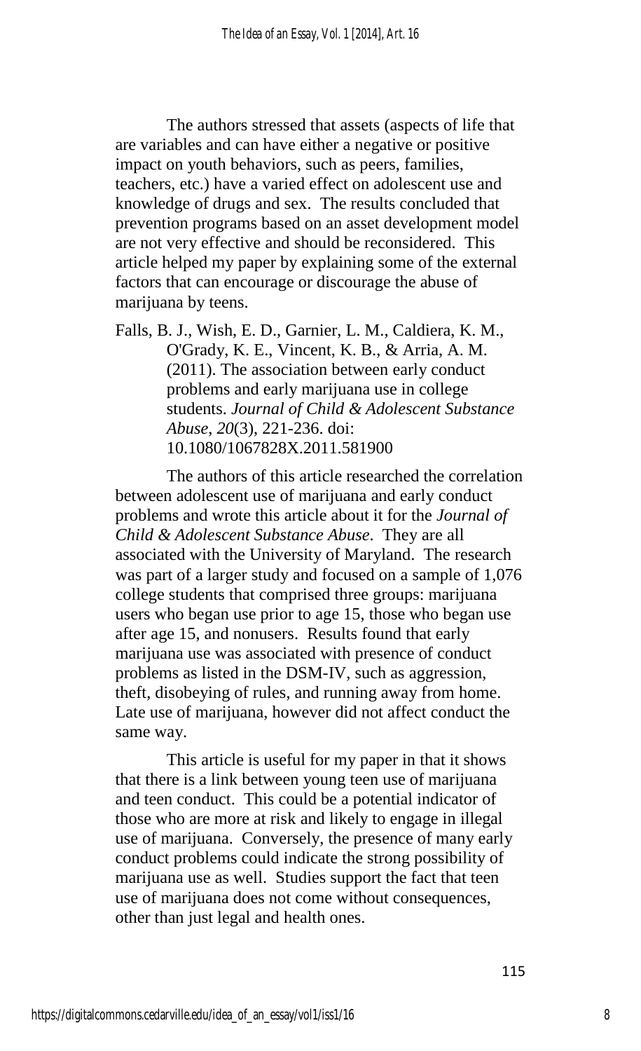The authors stressed that assets (aspects of life that are variables and can have either a negative or positive impact on youth behaviors, such as peers, families, teachers, etc.) have a varied effect on adolescent use and knowledge of drugs and sex. The results concluded that prevention programs based on an asset development model are not very effective and should be reconsidered. This article helped my paper by explaining some of the external factors that can encourage or discourage the abuse of marijuana by teens.

Falls, B. J., Wish, E. D., Garnier, L. M., Caldiera, K. M., O'Grady, K. E., Vincent, K. B., & Arria, A. M. (2011). The association between early conduct problems and early marijuana use in college students. *Journal of Child & Adolescent Substance Abuse*, *20*(3), 221-236. doi: 10.1080/1067828X.2011.581900

The authors of this article researched the correlation between adolescent use of marijuana and early conduct problems and wrote this article about it for the *Journal of Child & Adolescent Substance Abuse*. They are all associated with the University of Maryland. The research was part of a larger study and focused on a sample of 1,076 college students that comprised three groups: marijuana users who began use prior to age 15, those who began use after age 15, and nonusers. Results found that early marijuana use was associated with presence of conduct problems as listed in the DSM-IV, such as aggression, theft, disobeying of rules, and running away from home. Late use of marijuana, however did not affect conduct the same way.

This article is useful for my paper in that it shows that there is a link between young teen use of marijuana and teen conduct. This could be a potential indicator of those who are more at risk and likely to engage in illegal use of marijuana. Conversely, the presence of many early conduct problems could indicate the strong possibility of marijuana use as well. Studies support the fact that teen use of marijuana does not come without consequences, other than just legal and health ones.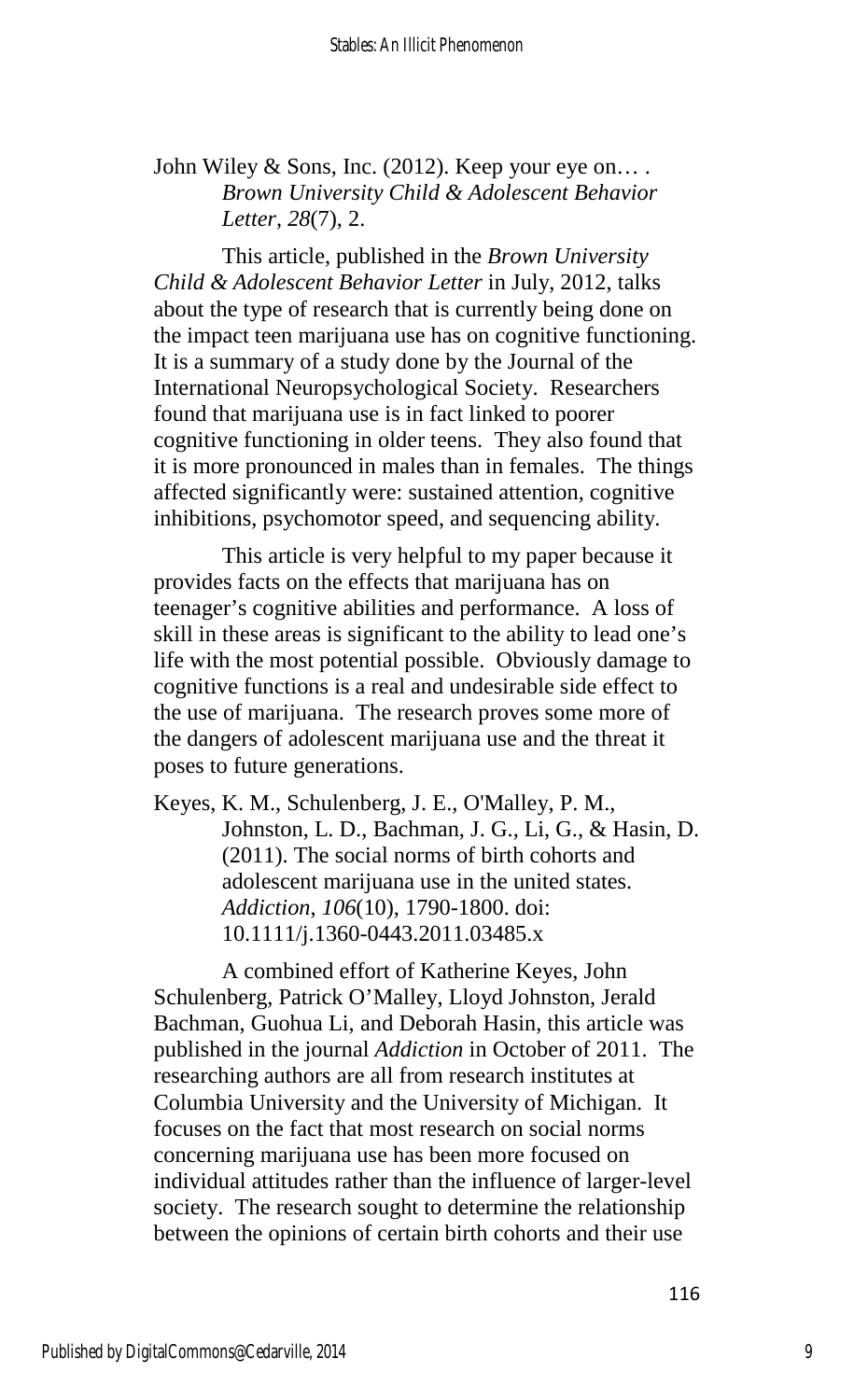John Wiley & Sons, Inc. (2012). Keep your eye on… . *Brown University Child & Adolescent Behavior Letter*, *28*(7), 2.

This article, published in the *Brown University Child & Adolescent Behavior Letter* in July, 2012, talks about the type of research that is currently being done on the impact teen marijuana use has on cognitive functioning. It is a summary of a study done by the Journal of the International Neuropsychological Society. Researchers found that marijuana use is in fact linked to poorer cognitive functioning in older teens. They also found that it is more pronounced in males than in females. The things affected significantly were: sustained attention, cognitive inhibitions, psychomotor speed, and sequencing ability.

This article is very helpful to my paper because it provides facts on the effects that marijuana has on teenager's cognitive abilities and performance. A loss of skill in these areas is significant to the ability to lead one's life with the most potential possible. Obviously damage to cognitive functions is a real and undesirable side effect to the use of marijuana. The research proves some more of the dangers of adolescent marijuana use and the threat it poses to future generations.

Keyes, K. M., Schulenberg, J. E., O'Malley, P. M., Johnston, L. D., Bachman, J. G., Li, G., & Hasin, D. (2011). The social norms of birth cohorts and adolescent marijuana use in the united states. *Addiction*, *106*(10), 1790-1800. doi: 10.1111/j.1360-0443.2011.03485.x

A combined effort of Katherine Keyes, John Schulenberg, Patrick O'Malley, Lloyd Johnston, Jerald Bachman, Guohua Li, and Deborah Hasin, this article was published in the journal *Addiction* in October of 2011. The researching authors are all from research institutes at Columbia University and the University of Michigan. It focuses on the fact that most research on social norms concerning marijuana use has been more focused on individual attitudes rather than the influence of larger-level society. The research sought to determine the relationship between the opinions of certain birth cohorts and their use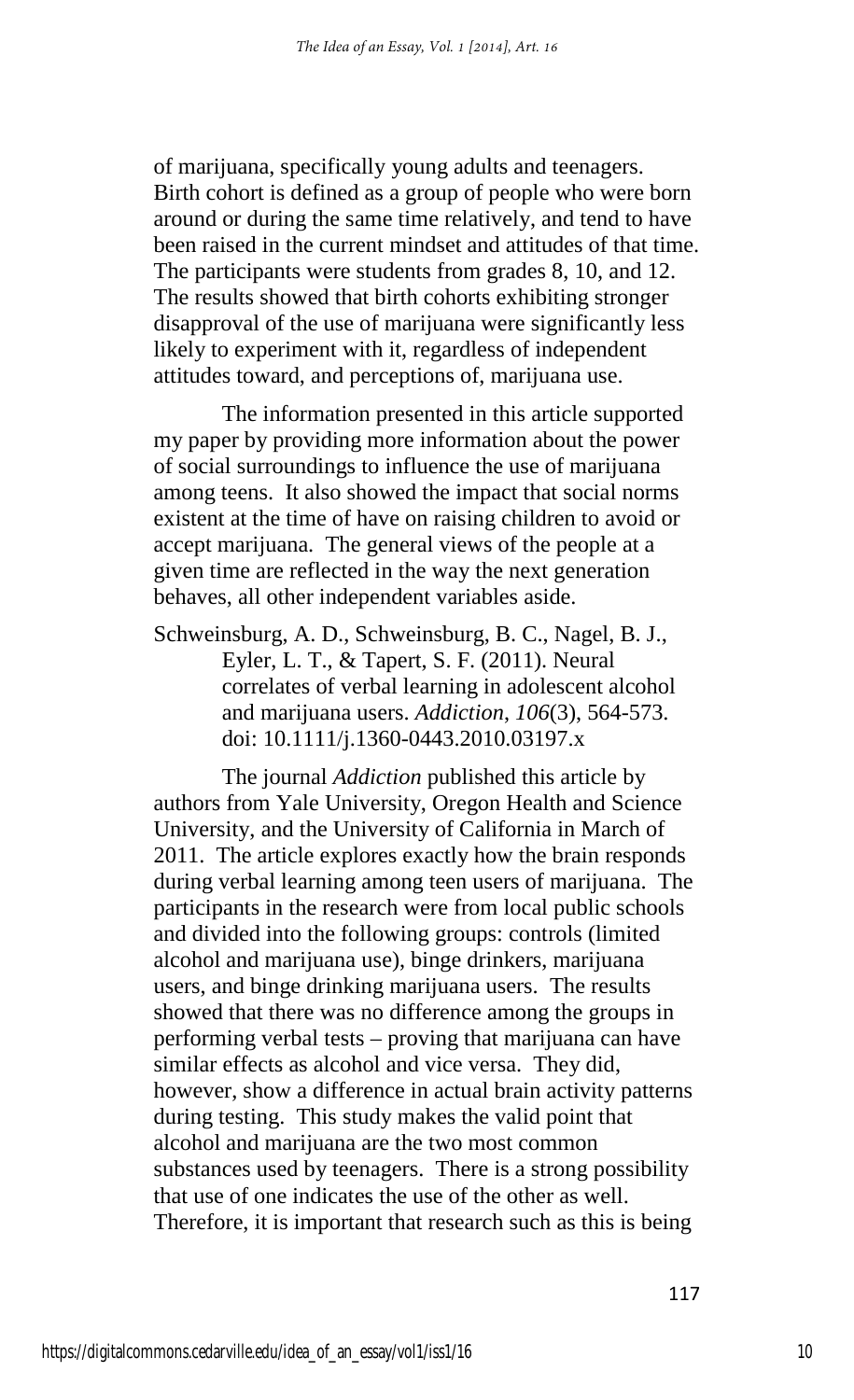of marijuana, specifically young adults and teenagers. Birth cohort is defined as a group of people who were born around or during the same time relatively, and tend to have been raised in the current mindset and attitudes of that time. The participants were students from grades 8, 10, and 12. The results showed that birth cohorts exhibiting stronger disapproval of the use of marijuana were significantly less likely to experiment with it, regardless of independent attitudes toward, and perceptions of, marijuana use.

The information presented in this article supported my paper by providing more information about the power of social surroundings to influence the use of marijuana among teens. It also showed the impact that social norms existent at the time of have on raising children to avoid or accept marijuana. The general views of the people at a given time are reflected in the way the next generation behaves, all other independent variables aside.

Schweinsburg, A. D., Schweinsburg, B. C., Nagel, B. J., Eyler, L. T., & Tapert, S. F. (2011). Neural correlates of verbal learning in adolescent alcohol and marijuana users. *Addiction*, *106*(3), 564-573. doi: 10.1111/j.1360-0443.2010.03197.x

The journal *Addiction* published this article by authors from Yale University, Oregon Health and Science University, and the University of California in March of 2011. The article explores exactly how the brain responds during verbal learning among teen users of marijuana. The participants in the research were from local public schools and divided into the following groups: controls (limited alcohol and marijuana use), binge drinkers, marijuana users, and binge drinking marijuana users. The results showed that there was no difference among the groups in performing verbal tests – proving that marijuana can have similar effects as alcohol and vice versa. They did, however, show a difference in actual brain activity patterns during testing. This study makes the valid point that alcohol and marijuana are the two most common substances used by teenagers. There is a strong possibility that use of one indicates the use of the other as well. Therefore, it is important that research such as this is being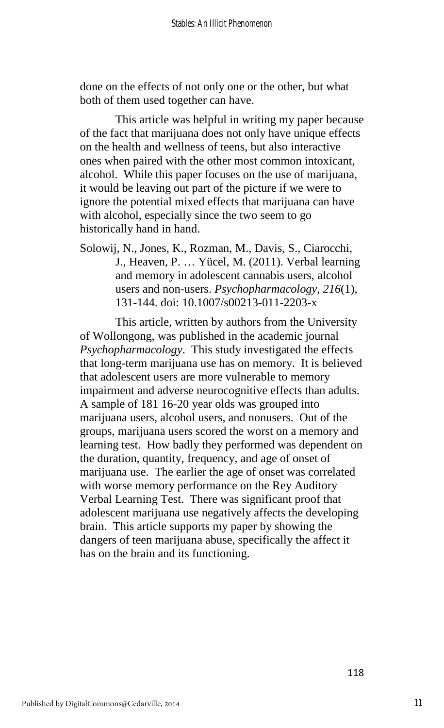done on the effects of not only one or the other, but what both of them used together can have.

This article was helpful in writing my paper because of the fact that marijuana does not only have unique effects on the health and wellness of teens, but also interactive ones when paired with the other most common intoxicant, alcohol. While this paper focuses on the use of marijuana, it would be leaving out part of the picture if we were to ignore the potential mixed effects that marijuana can have with alcohol, especially since the two seem to go historically hand in hand.

Solowij, N., Jones, K., Rozman, M., Davis, S., Ciarocchi, J., Heaven, P. … Yücel, M. (2011). Verbal learning and memory in adolescent cannabis users, alcohol users and non-users. *Psychopharmacology*, *216*(1), 131-144. doi: 10.1007/s00213-011-2203-x

This article, written by authors from the University of Wollongong, was published in the academic journal *Psychopharmacology*. This study investigated the effects that long-term marijuana use has on memory. It is believed that adolescent users are more vulnerable to memory impairment and adverse neurocognitive effects than adults. A sample of 181 16-20 year olds was grouped into marijuana users, alcohol users, and nonusers. Out of the groups, marijuana users scored the worst on a memory and learning test. How badly they performed was dependent on the duration, quantity, frequency, and age of onset of marijuana use. The earlier the age of onset was correlated with worse memory performance on the Rey Auditory Verbal Learning Test. There was significant proof that adolescent marijuana use negatively affects the developing brain. This article supports my paper by showing the dangers of teen marijuana abuse, specifically the affect it has on the brain and its functioning.